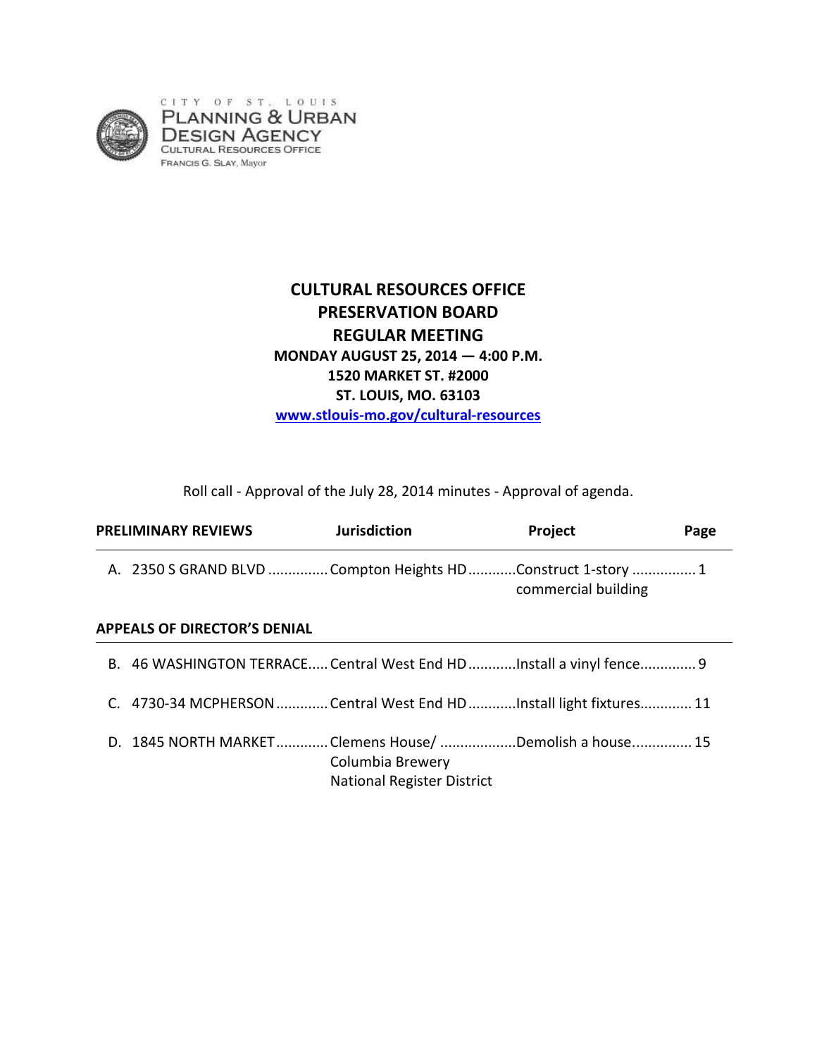CITY OF ST. LOUIS
PLANNING & URBAN DESIGN AGENCY
CULTURAL RESOURCES OFFICE
FRANCIS G. SLAY, Mayor

# CULTURAL RESOURCES OFFICE
# PRESERVATION BOARD
# REGULAR MEETING

**MONDAY AUGUST 25, 2014 — 4:00 P.M.**
**1520 MARKET ST. #2000**
**ST. LOUIS, MO. 63103**
**www.stlouis-mo.gov/cultural-resources**

Roll call - Approval of the July 28, 2014 minutes - Approval of agenda.

| PRELIMINARY REVIEWS | Jurisdiction | Project | Page |
|---|---|---|---|
| A. 2350 S GRAND BLVD | Compton Heights HD | Construct 1-story commercial building | 1 |
| **APPEALS OF DIRECTOR'S DENIAL** | | | |
| B. 46 WASHINGTON TERRACE | Central West End HD | Install a vinyl fence | 9 |
| C. 4730-34 MCPHERSON | Central West End HD | Install light fixtures | 11 |
| D. 1845 NORTH MARKET | Clemens House/ Columbia Brewery National Register District | Demolish a house | 15 |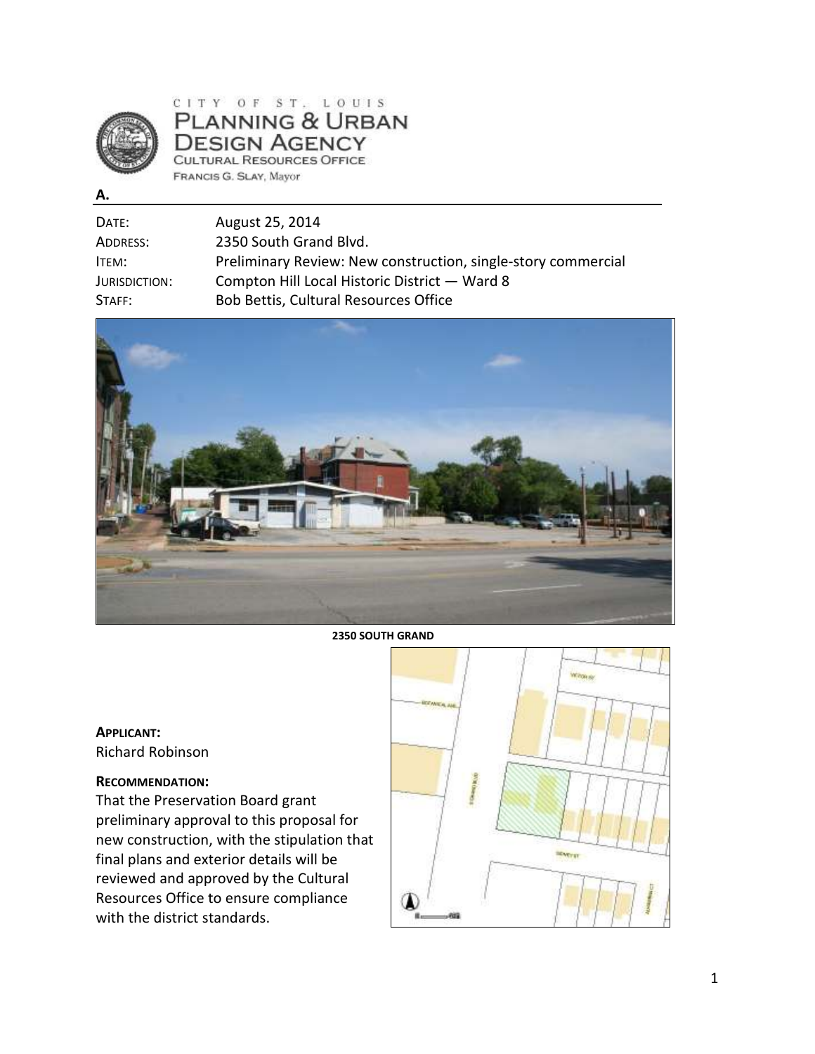CITY OF ST. LOUIS
PLANNING & URBAN DESIGN AGENCY
CULTURAL RESOURCES OFFICE
FRANCIS G. SLAY, Mayor

**A.**

| | |
|---|---|
| DATE: | August 25, 2014 |
| ADDRESS: | 2350 South Grand Blvd. |
| ITEM: | Preliminary Review: New construction, single-story commercial |
| JURISDICTION: | Compton Hill Local Historic District — Ward 8 |
| STAFF: | Bob Bettis, Cultural Resources Office |

**2350 SOUTH GRAND**

**APPLICANT:**
Richard Robinson

**RECOMMENDATION:**
That the Preservation Board grant preliminary approval to this proposal for new construction, with the stipulation that final plans and exterior details will be reviewed and approved by the Cultural Resources Office to ensure compliance with the district standards.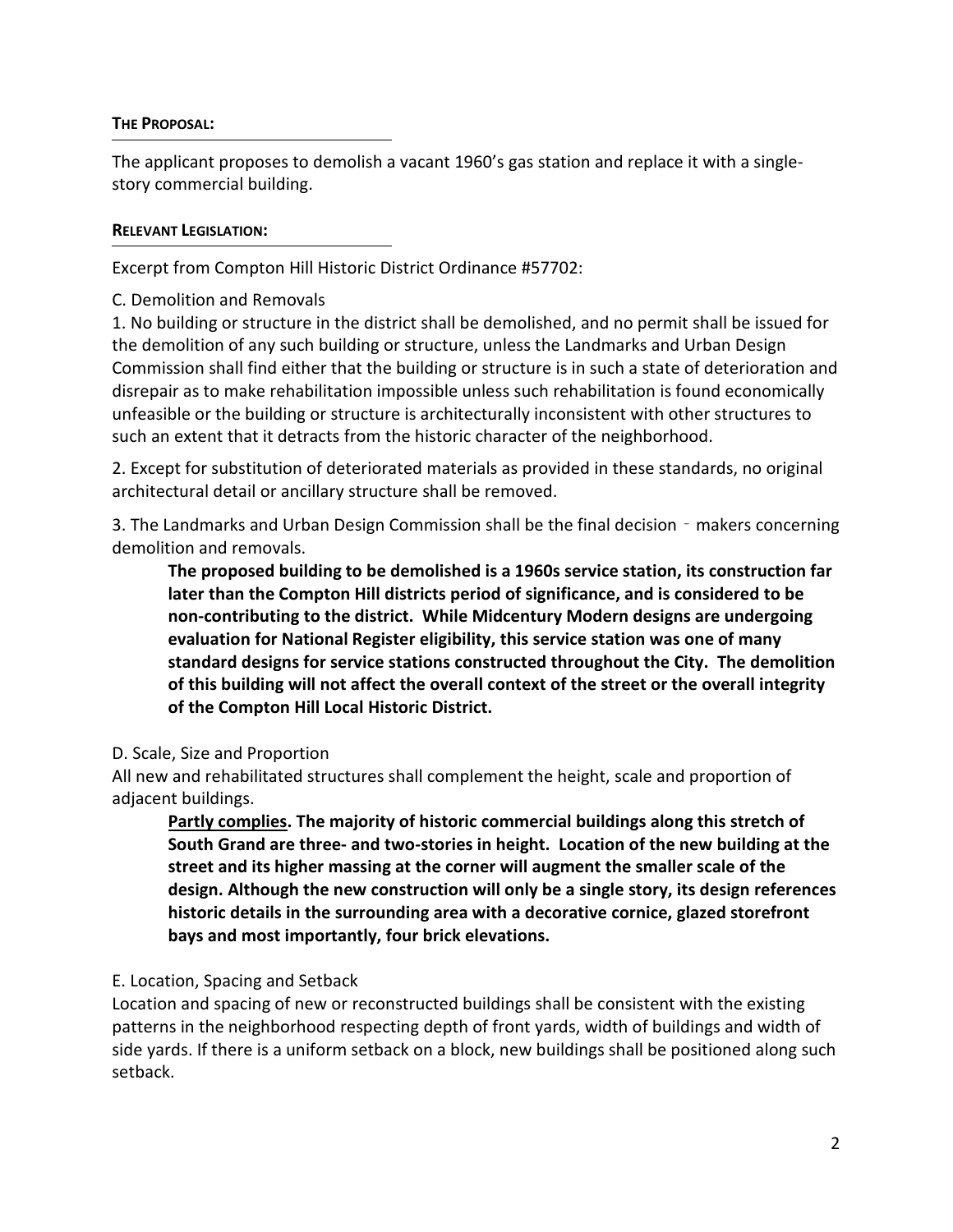**THE PROPOSAL:**

The applicant proposes to demolish a vacant 1960's gas station and replace it with a single-story commercial building.

**RELEVANT LEGISLATION:**

Excerpt from Compton Hill Historic District Ordinance #57702:

C. Demolition and Removals

1. No building or structure in the district shall be demolished, and no permit shall be issued for the demolition of any such building or structure, unless the Landmarks and Urban Design Commission shall find either that the building or structure is in such a state of deterioration and disrepair as to make rehabilitation impossible unless such rehabilitation is found economically unfeasible or the building or structure is architecturally inconsistent with other structures to such an extent that it detracts from the historic character of the neighborhood.

2. Except for substitution of deteriorated materials as provided in these standards, no original architectural detail or ancillary structure shall be removed.

3. The Landmarks and Urban Design Commission shall be the final decision - makers concerning demolition and removals.

> **The proposed building to be demolished is a 1960s service station, its construction far later than the Compton Hill districts period of significance, and is considered to be non-contributing to the district. While Midcentury Modern designs are undergoing evaluation for National Register eligibility, this service station was one of many standard designs for service stations constructed throughout the City. The demolition of this building will not affect the overall context of the street or the overall integrity of the Compton Hill Local Historic District.**

D. Scale, Size and Proportion

All new and rehabilitated structures shall complement the height, scale and proportion of adjacent buildings.

> **Partly complies. The majority of historic commercial buildings along this stretch of South Grand are three- and two-stories in height. Location of the new building at the street and its higher massing at the corner will augment the smaller scale of the design. Although the new construction will only be a single story, its design references historic details in the surrounding area with a decorative cornice, glazed storefront bays and most importantly, four brick elevations.**

E. Location, Spacing and Setback

Location and spacing of new or reconstructed buildings shall be consistent with the existing patterns in the neighborhood respecting depth of front yards, width of buildings and width of side yards. If there is a uniform setback on a block, new buildings shall be positioned along such setback.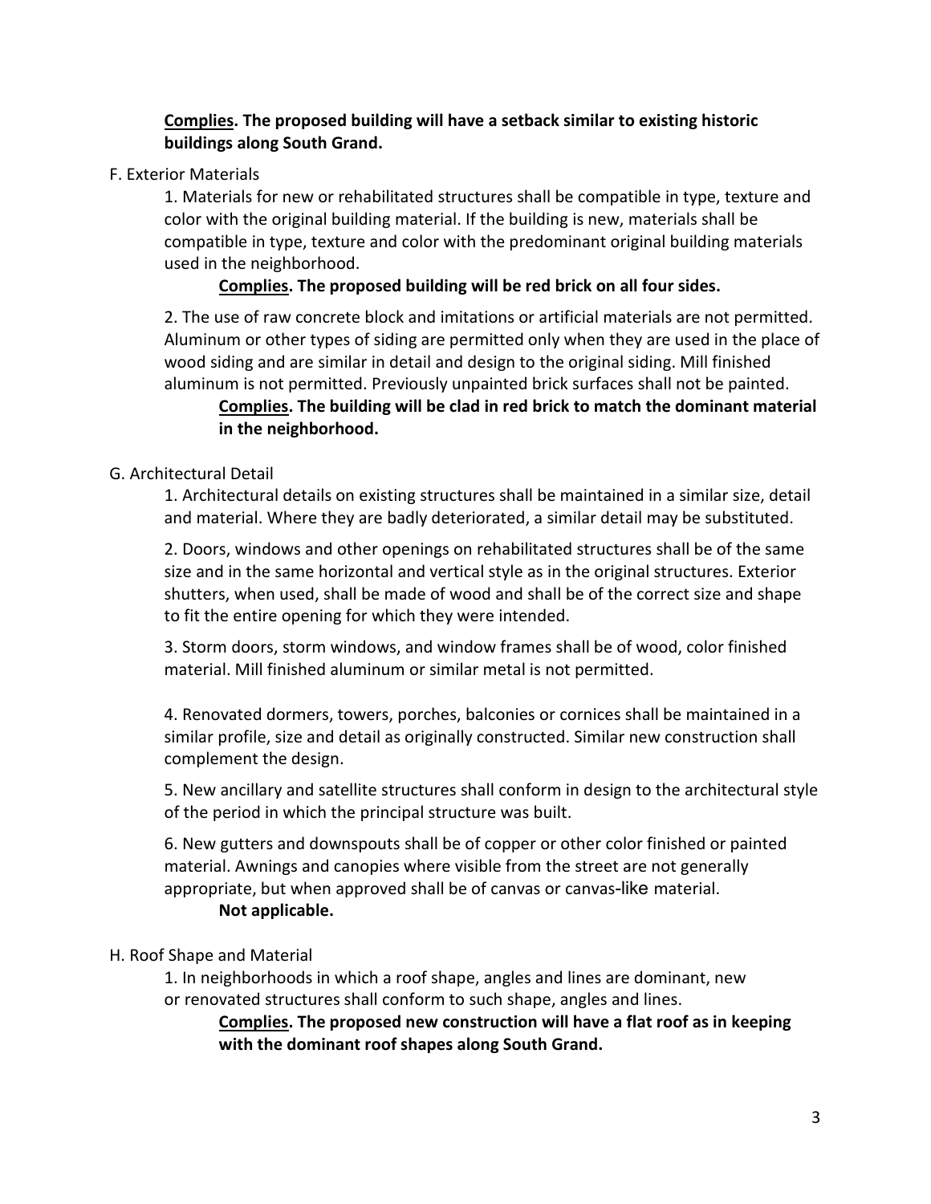**<u>Complies</u>. The proposed building will have a setback similar to existing historic buildings along South Grand.**

F. Exterior Materials

1. Materials for new or rehabilitated structures shall be compatible in type, texture and color with the original building material. If the building is new, materials shall be compatible in type, texture and color with the predominant original building materials used in the neighborhood.

   **<u>Complies</u>. The proposed building will be red brick on all four sides.**

2. The use of raw concrete block and imitations or artificial materials are not permitted. Aluminum or other types of siding are permitted only when they are used in the place of wood siding and are similar in detail and design to the original siding. Mill finished aluminum is not permitted. Previously unpainted brick surfaces shall not be painted.

   **<u>Complies</u>. The building will be clad in red brick to match the dominant material in the neighborhood.**

G. Architectural Detail

1. Architectural details on existing structures shall be maintained in a similar size, detail and material. Where they are badly deteriorated, a similar detail may be substituted.

2. Doors, windows and other openings on rehabilitated structures shall be of the same size and in the same horizontal and vertical style as in the original structures. Exterior shutters, when used, shall be made of wood and shall be of the correct size and shape to fit the entire opening for which they were intended.

3. Storm doors, storm windows, and window frames shall be of wood, color finished material. Mill finished aluminum or similar metal is not permitted.

4. Renovated dormers, towers, porches, balconies or cornices shall be maintained in a similar profile, size and detail as originally constructed. Similar new construction shall complement the design.

5. New ancillary and satellite structures shall conform in design to the architectural style of the period in which the principal structure was built.

6. New gutters and downspouts shall be of copper or other color finished or painted material. Awnings and canopies where visible from the street are not generally appropriate, but when approved shall be of canvas or canvas-like material.

   **Not applicable.**

H. Roof Shape and Material

1. In neighborhoods in which a roof shape, angles and lines are dominant, new or renovated structures shall conform to such shape, angles and lines.

   **<u>Complies</u>. The proposed new construction will have a flat roof as in keeping with the dominant roof shapes along South Grand.**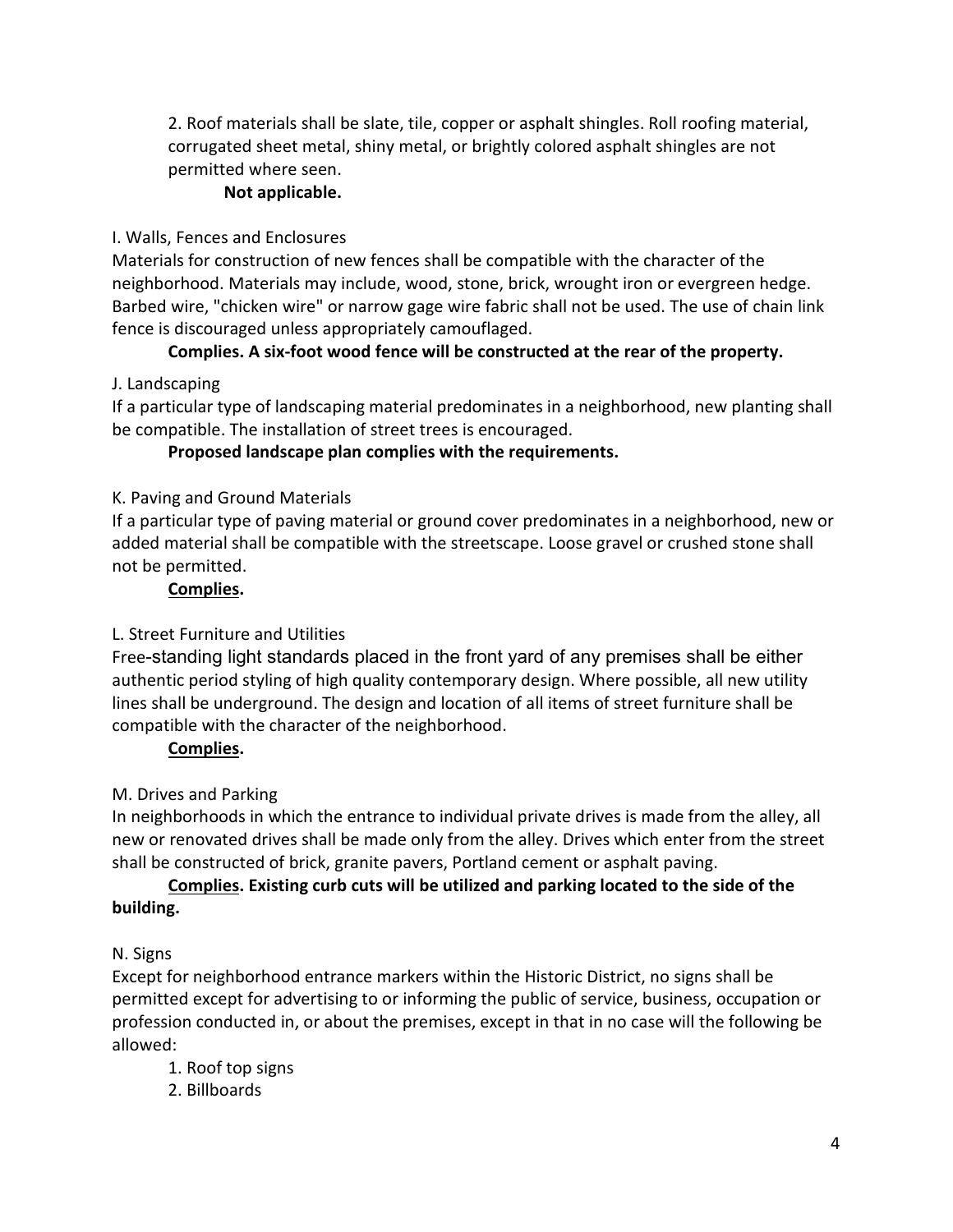2. Roof materials shall be slate, tile, copper or asphalt shingles. Roll roofing material, corrugated sheet metal, shiny metal, or brightly colored asphalt shingles are not permitted where seen.

**Not applicable.**

I. Walls, Fences and Enclosures

Materials for construction of new fences shall be compatible with the character of the neighborhood. Materials may include, wood, stone, brick, wrought iron or evergreen hedge. Barbed wire, "chicken wire" or narrow gage wire fabric shall not be used. The use of chain link fence is discouraged unless appropriately camouflaged.

**Complies. A six-foot wood fence will be constructed at the rear of the property.**

J. Landscaping

If a particular type of landscaping material predominates in a neighborhood, new planting shall be compatible. The installation of street trees is encouraged.

**Proposed landscape plan complies with the requirements.**

K. Paving and Ground Materials

If a particular type of paving material or ground cover predominates in a neighborhood, new or added material shall be compatible with the streetscape. Loose gravel or crushed stone shall not be permitted.

**<u>Complies</u>.**

L. Street Furniture and Utilities

Free-standing light standards placed in the front yard of any premises shall be either authentic period styling of high quality contemporary design. Where possible, all new utility lines shall be underground. The design and location of all items of street furniture shall be compatible with the character of the neighborhood.

**<u>Complies</u>.**

M. Drives and Parking

In neighborhoods in which the entrance to individual private drives is made from the alley, all new or renovated drives shall be made only from the alley. Drives which enter from the street shall be constructed of brick, granite pavers, Portland cement or asphalt paving.

**<u>Complies</u>. Existing curb cuts will be utilized and parking located to the side of the building.**

N. Signs

Except for neighborhood entrance markers within the Historic District, no signs shall be permitted except for advertising to or informing the public of service, business, occupation or profession conducted in, or about the premises, except in that in no case will the following be allowed:

1. Roof top signs
2. Billboards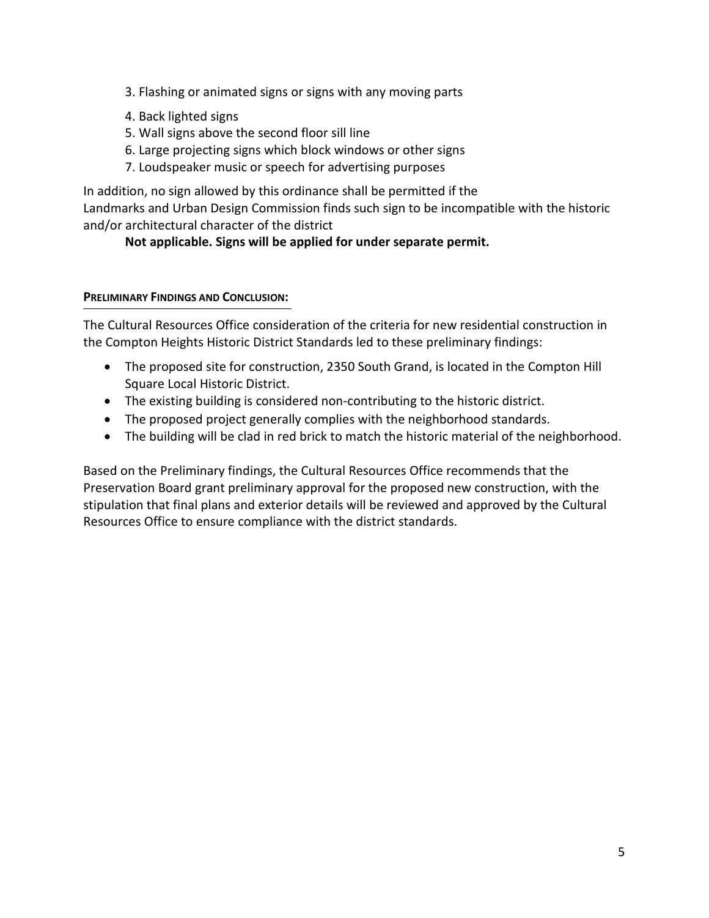3. Flashing or animated signs or signs with any moving parts
4. Back lighted signs
5. Wall signs above the second floor sill line
6. Large projecting signs which block windows or other signs
7. Loudspeaker music or speech for advertising purposes

In addition, no sign allowed by this ordinance shall be permitted if the Landmarks and Urban Design Commission finds such sign to be incompatible with the historic and/or architectural character of the district

**Not applicable. Signs will be applied for under separate permit.**

**PRELIMINARY FINDINGS AND CONCLUSION:**

The Cultural Resources Office consideration of the criteria for new residential construction in the Compton Heights Historic District Standards led to these preliminary findings:

- The proposed site for construction, 2350 South Grand, is located in the Compton Hill Square Local Historic District.
- The existing building is considered non-contributing to the historic district.
- The proposed project generally complies with the neighborhood standards.
- The building will be clad in red brick to match the historic material of the neighborhood.

Based on the Preliminary findings, the Cultural Resources Office recommends that the Preservation Board grant preliminary approval for the proposed new construction, with the stipulation that final plans and exterior details will be reviewed and approved by the Cultural Resources Office to ensure compliance with the district standards.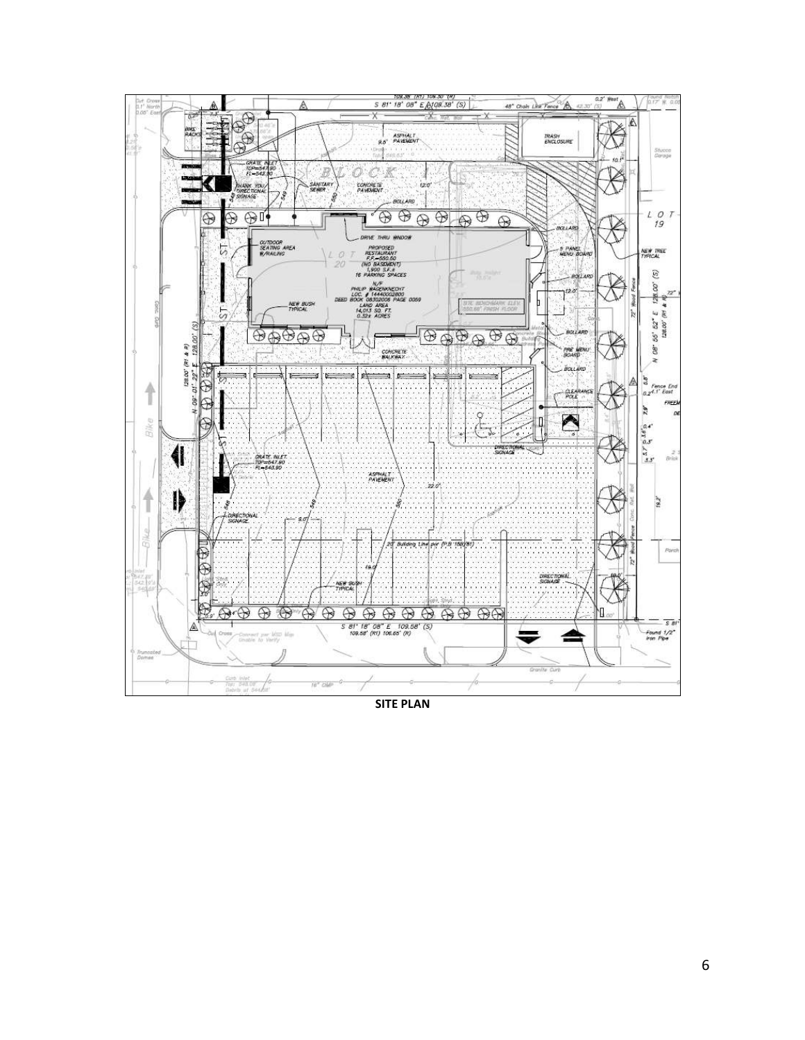SITE PLAN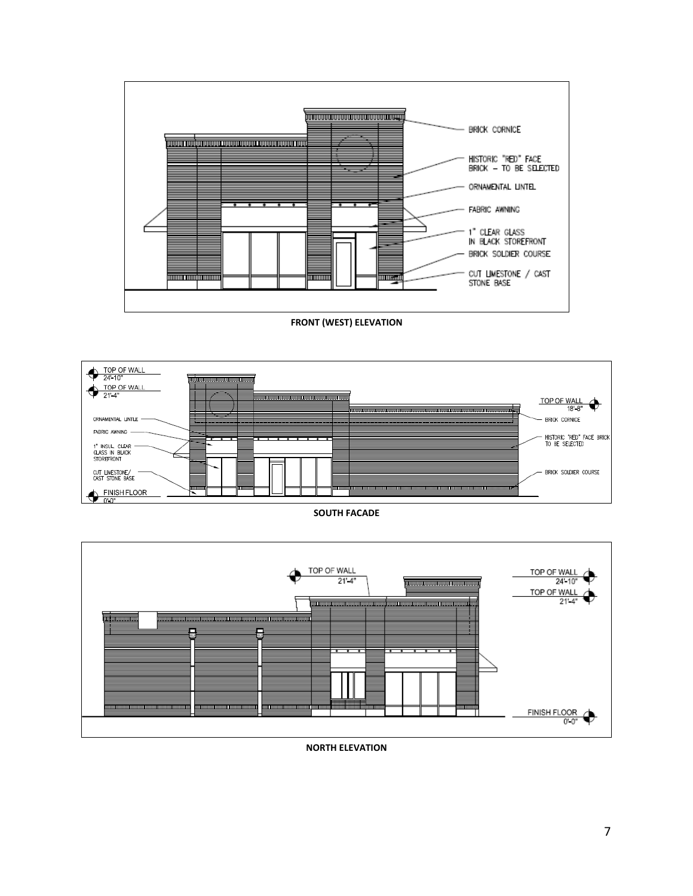BRICK CORNICE

HISTORIC "RED" FACE BRICK – TO BE SELECTED

ORNAMENTAL LINTEL

FABRIC AWNING

1" CLEAR GLASS IN BLACK STOREFRONT

BRICK SOLDIER COURSE

CUT LIMESTONE / CAST STONE BASE

**FRONT (WEST) ELEVATION**

TOP OF WALL 24'-10"

TOP OF WALL 21'-4"

ORNAMENTAL LINTLE

FABRIC AWNING

1" INSUL. CLEAR GLASS IN BLACK STOREFRONT

CUT LIMESTONE/ CAST STONE BASE

FINISH FLOOR 0'-0"

TOP OF WALL 18'-8"

BRICK CORNICE

HISTORIC "RED" FACE BRICK TO BE SELECTED

BRICK SOLDIER COURSE

**SOUTH FACADE**

TOP OF WALL 21'-4"

TOP OF WALL 24'-10"

TOP OF WALL 21'-4"

FINISH FLOOR 0'-0"

**NORTH ELEVATION**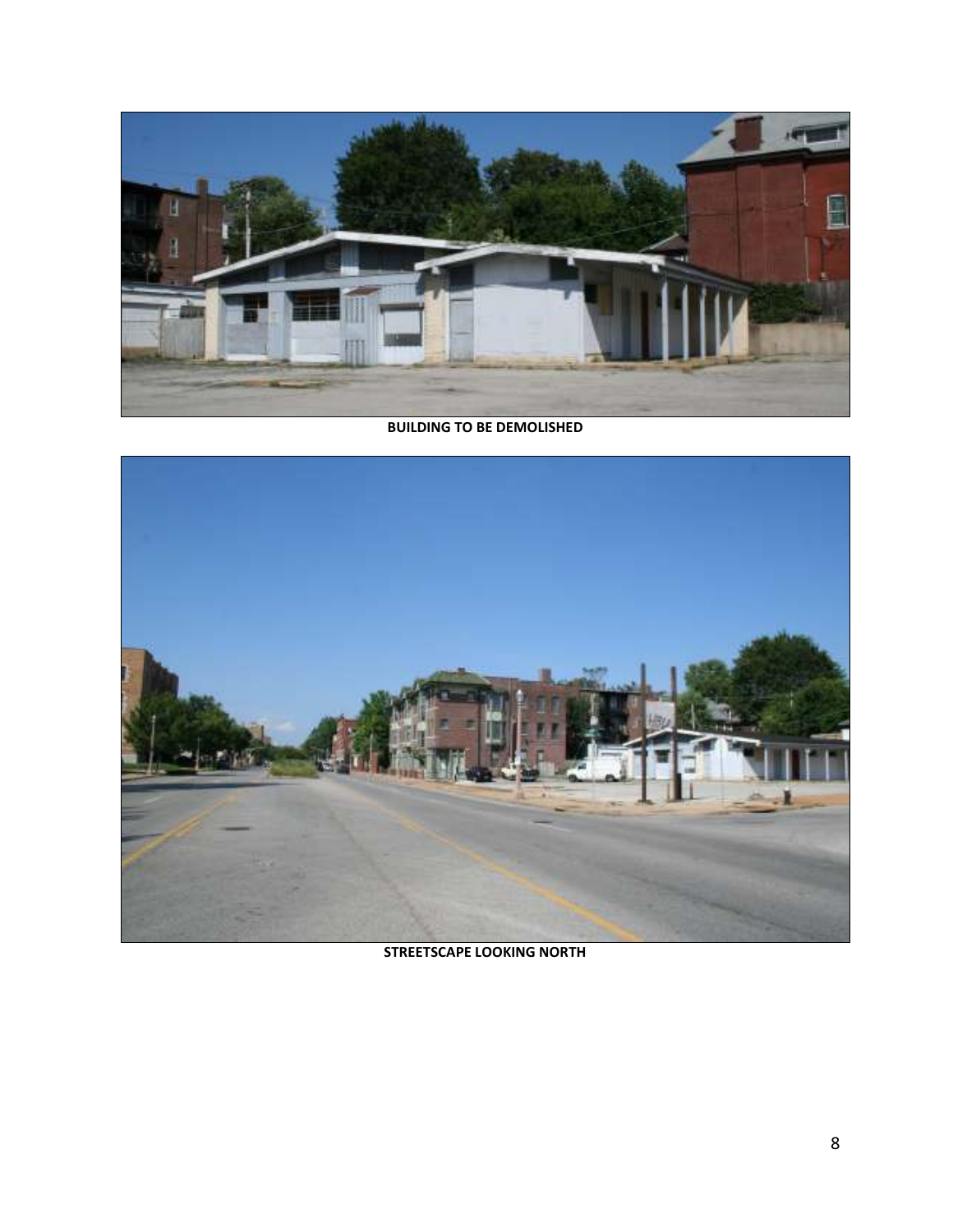**BUILDING TO BE DEMOLISHED**

**STREETSCAPE LOOKING NORTH**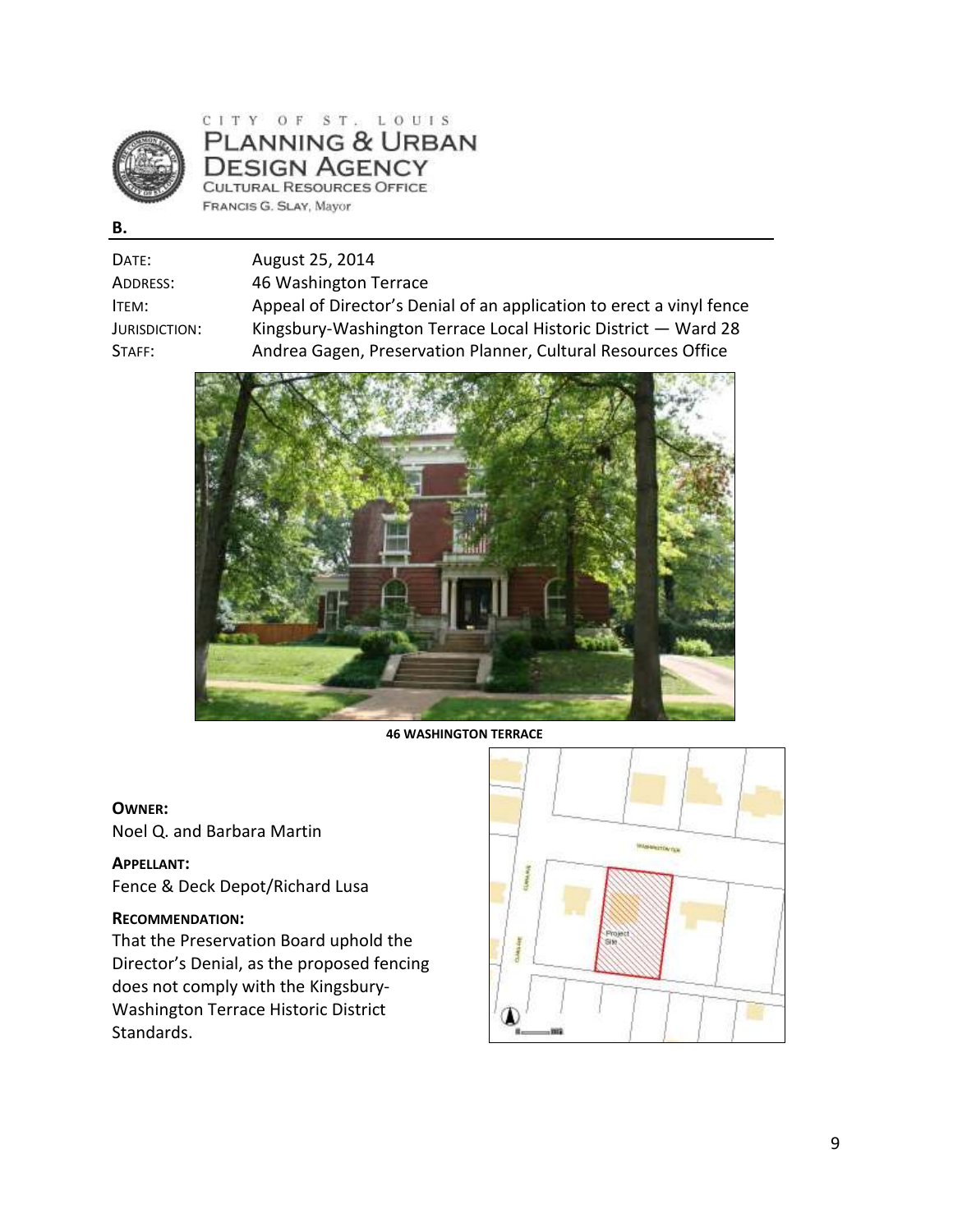CITY OF ST. LOUIS
PLANNING & URBAN DESIGN AGENCY
CULTURAL RESOURCES OFFICE
FRANCIS G. SLAY, Mayor

**B.**

| | |
|---|---|
| DATE: | August 25, 2014 |
| ADDRESS: | 46 Washington Terrace |
| ITEM: | Appeal of Director's Denial of an application to erect a vinyl fence |
| JURISDICTION: | Kingsbury-Washington Terrace Local Historic District — Ward 28 |
| STAFF: | Andrea Gagen, Preservation Planner, Cultural Resources Office |

**46 WASHINGTON TERRACE**

**OWNER:**
Noel Q. and Barbara Martin

**APPELLANT:**
Fence & Deck Depot/Richard Lusa

**RECOMMENDATION:**
That the Preservation Board uphold the Director's Denial, as the proposed fencing does not comply with the Kingsbury-Washington Terrace Historic District Standards.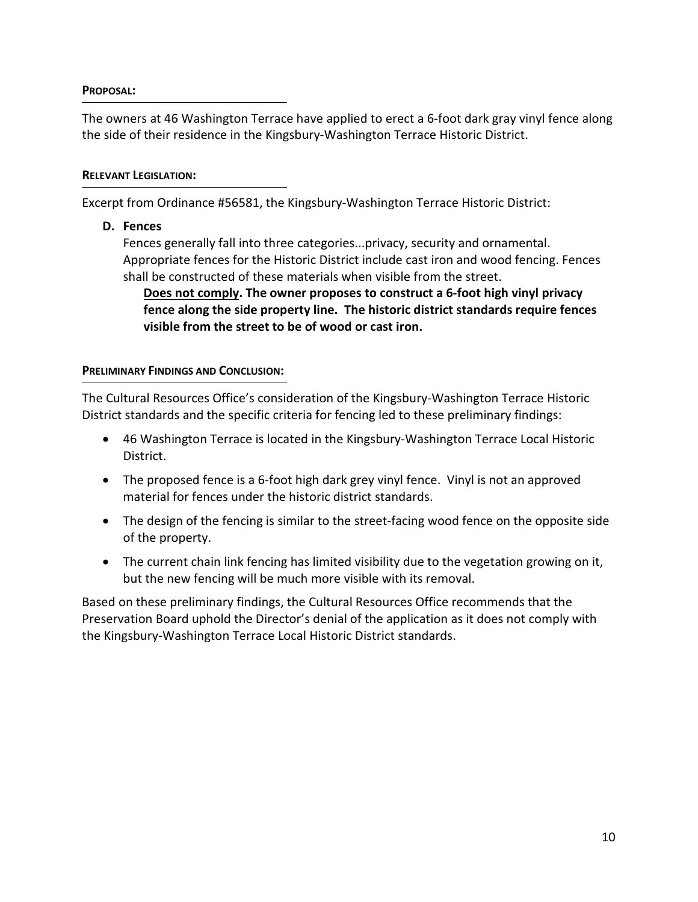**PROPOSAL:**

The owners at 46 Washington Terrace have applied to erect a 6-foot dark gray vinyl fence along the side of their residence in the Kingsbury-Washington Terrace Historic District.

**RELEVANT LEGISLATION:**

Excerpt from Ordinance #56581, the Kingsbury-Washington Terrace Historic District:

**D. Fences**

Fences generally fall into three categories...privacy, security and ornamental. Appropriate fences for the Historic District include cast iron and wood fencing. Fences shall be constructed of these materials when visible from the street.

**Does not comply. The owner proposes to construct a 6-foot high vinyl privacy fence along the side property line. The historic district standards require fences visible from the street to be of wood or cast iron.**

**PRELIMINARY FINDINGS AND CONCLUSION:**

The Cultural Resources Office's consideration of the Kingsbury-Washington Terrace Historic District standards and the specific criteria for fencing led to these preliminary findings:

- 46 Washington Terrace is located in the Kingsbury-Washington Terrace Local Historic District.
- The proposed fence is a 6-foot high dark grey vinyl fence. Vinyl is not an approved material for fences under the historic district standards.
- The design of the fencing is similar to the street-facing wood fence on the opposite side of the property.
- The current chain link fencing has limited visibility due to the vegetation growing on it, but the new fencing will be much more visible with its removal.

Based on these preliminary findings, the Cultural Resources Office recommends that the Preservation Board uphold the Director's denial of the application as it does not comply with the Kingsbury-Washington Terrace Local Historic District standards.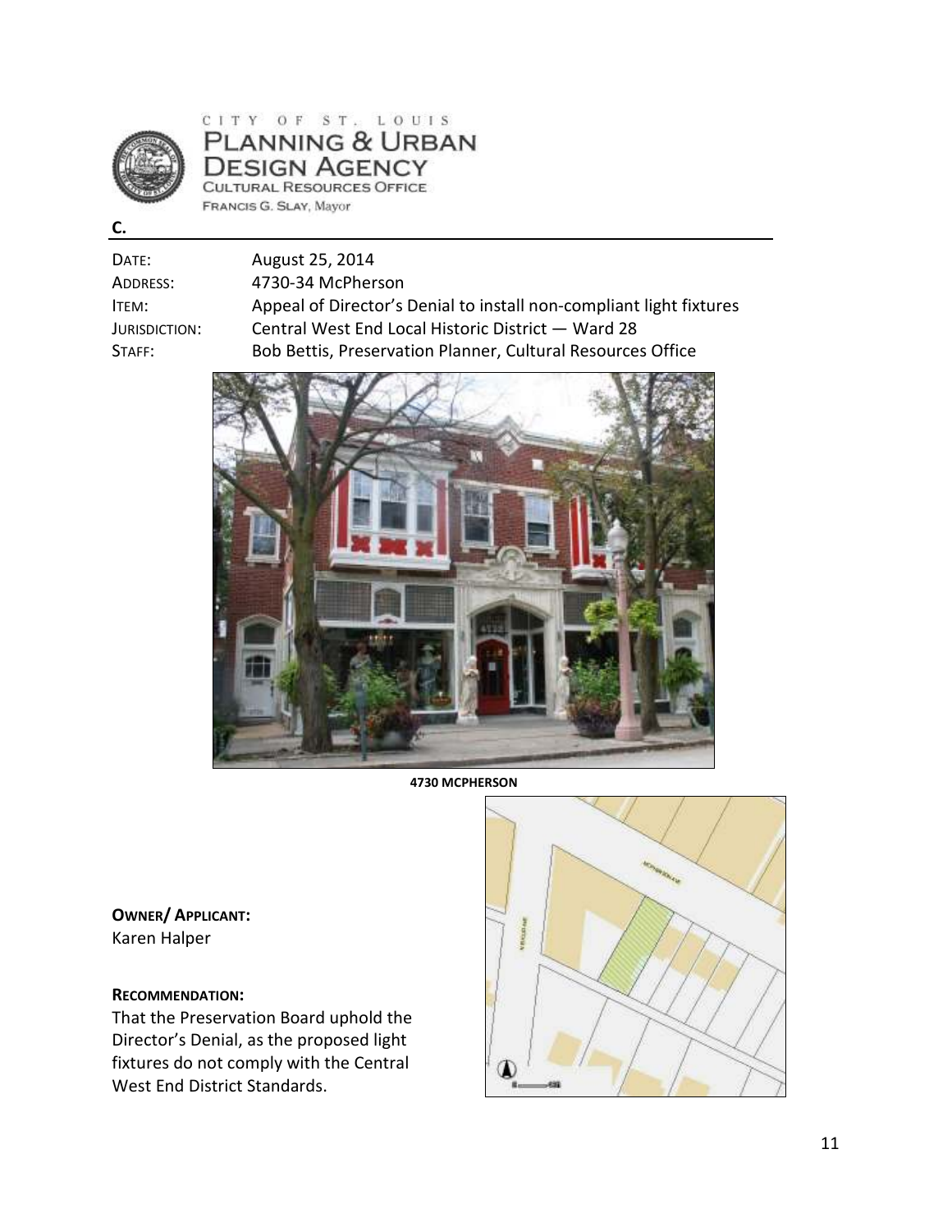CITY OF ST. LOUIS
PLANNING & URBAN DESIGN AGENCY
CULTURAL RESOURCES OFFICE
FRANCIS G. SLAY, Mayor

**C.**

| | |
|---|---|
| DATE: | August 25, 2014 |
| ADDRESS: | 4730-34 McPherson |
| ITEM: | Appeal of Director's Denial to install non-compliant light fixtures |
| JURISDICTION: | Central West End Local Historic District — Ward 28 |
| STAFF: | Bob Bettis, Preservation Planner, Cultural Resources Office |

**4730 MCPHERSON**

**OWNER/ APPLICANT:**
Karen Halper

**RECOMMENDATION:**
That the Preservation Board uphold the Director's Denial, as the proposed light fixtures do not comply with the Central West End District Standards.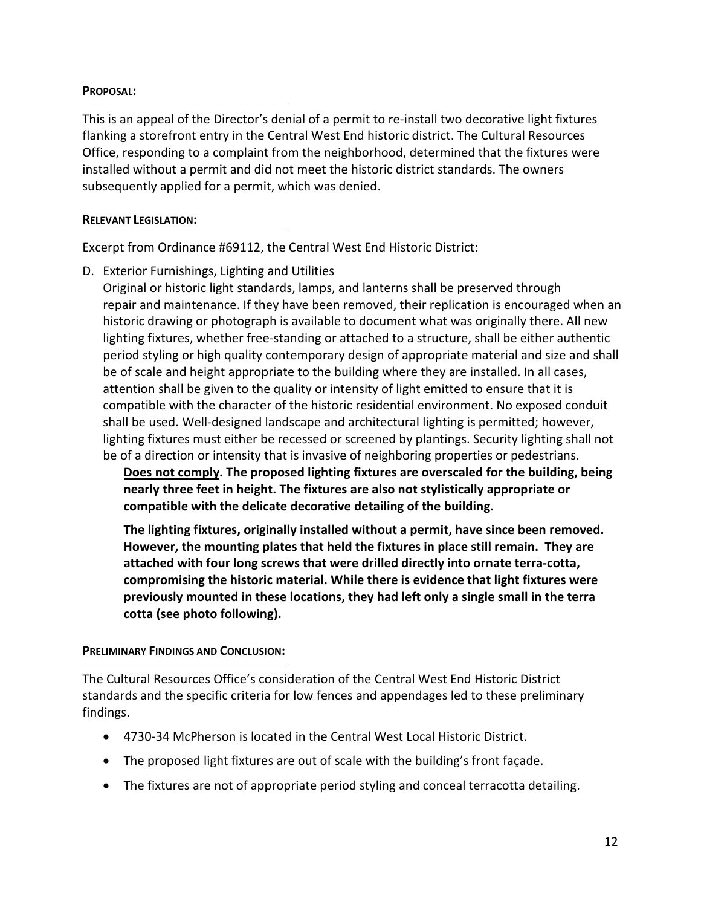**PROPOSAL:**

This is an appeal of the Director's denial of a permit to re-install two decorative light fixtures flanking a storefront entry in the Central West End historic district. The Cultural Resources Office, responding to a complaint from the neighborhood, determined that the fixtures were installed without a permit and did not meet the historic district standards. The owners subsequently applied for a permit, which was denied.

**RELEVANT LEGISLATION:**

Excerpt from Ordinance #69112, the Central West End Historic District:

D. Exterior Furnishings, Lighting and Utilities
Original or historic light standards, lamps, and lanterns shall be preserved through repair and maintenance. If they have been removed, their replication is encouraged when an historic drawing or photograph is available to document what was originally there. All new lighting fixtures, whether free-standing or attached to a structure, shall be either authentic period styling or high quality contemporary design of appropriate material and size and shall be of scale and height appropriate to the building where they are installed. In all cases, attention shall be given to the quality or intensity of light emitted to ensure that it is compatible with the character of the historic residential environment. No exposed conduit shall be used. Well-designed landscape and architectural lighting is permitted; however, lighting fixtures must either be recessed or screened by plantings. Security lighting shall not be of a direction or intensity that is invasive of neighboring properties or pedestrians.

**Does not comply. The proposed lighting fixtures are overscaled for the building, being nearly three feet in height. The fixtures are also not stylistically appropriate or compatible with the delicate decorative detailing of the building.**

**The lighting fixtures, originally installed without a permit, have since been removed. However, the mounting plates that held the fixtures in place still remain. They are attached with four long screws that were drilled directly into ornate terra-cotta, compromising the historic material. While there is evidence that light fixtures were previously mounted in these locations, they had left only a single small in the terra cotta (see photo following).**

**PRELIMINARY FINDINGS AND CONCLUSION:**

The Cultural Resources Office's consideration of the Central West End Historic District standards and the specific criteria for low fences and appendages led to these preliminary findings.

- 4730-34 McPherson is located in the Central West Local Historic District.
- The proposed light fixtures are out of scale with the building's front façade.
- The fixtures are not of appropriate period styling and conceal terracotta detailing.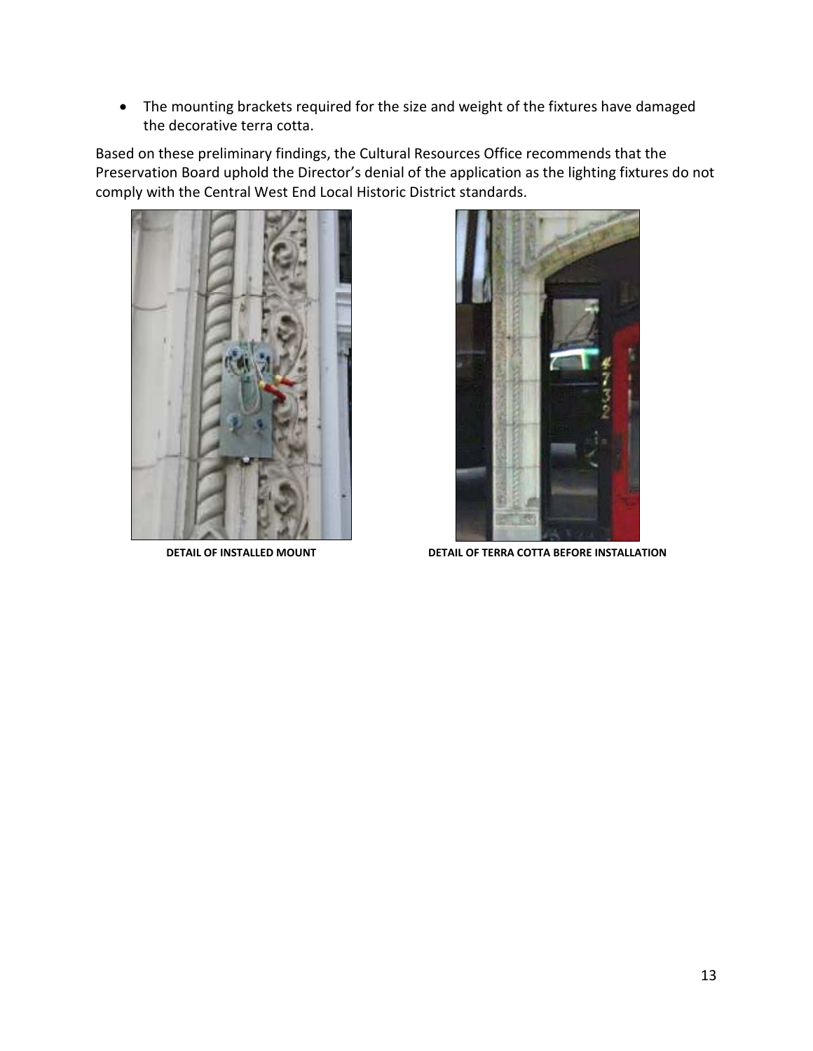- The mounting brackets required for the size and weight of the fixtures have damaged the decorative terra cotta.

Based on these preliminary findings, the Cultural Resources Office recommends that the Preservation Board uphold the Director's denial of the application as the lighting fixtures do not comply with the Central West End Local Historic District standards.

**DETAIL OF INSTALLED MOUNT**

**DETAIL OF TERRA COTTA BEFORE INSTALLATION**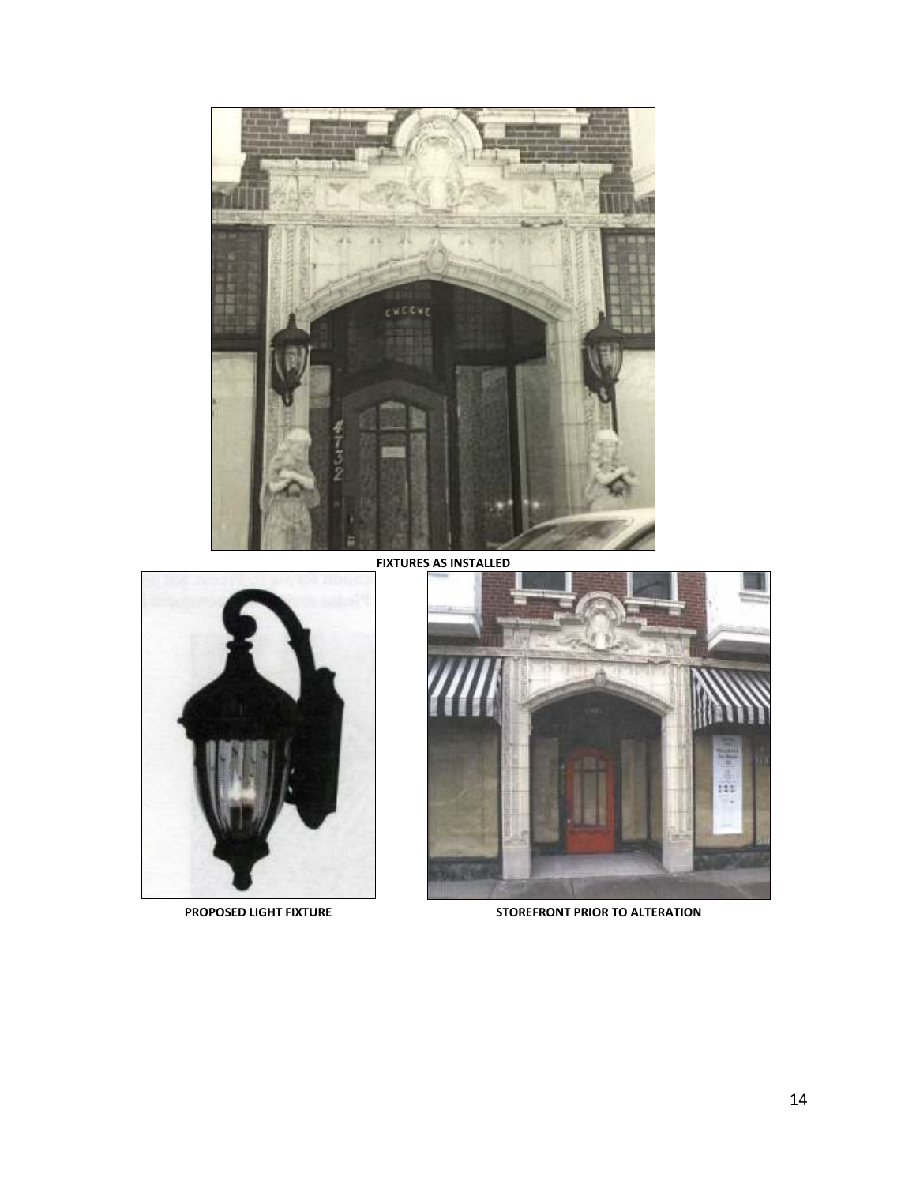FIXTURES AS INSTALLED

PROPOSED LIGHT FIXTURE

STOREFRONT PRIOR TO ALTERATION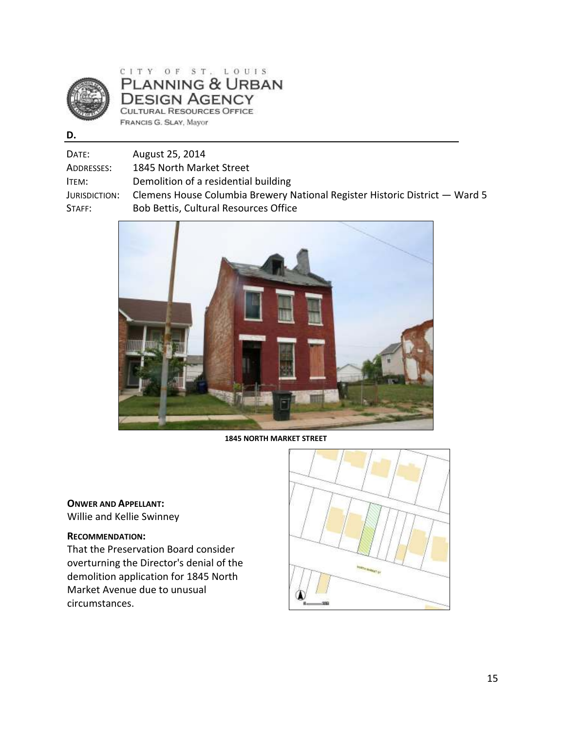CITY OF ST. LOUIS
PLANNING & URBAN DESIGN AGENCY
CULTURAL RESOURCES OFFICE
FRANCIS G. SLAY, Mayor

**D.**

DATE: August 25, 2014
ADDRESSES: 1845 North Market Street
ITEM: Demolition of a residential building
JURISDICTION: Clemens House Columbia Brewery National Register Historic District — Ward 5
STAFF: Bob Bettis, Cultural Resources Office

**1845 NORTH MARKET STREET**

**ONWER AND APPELLANT:**
Willie and Kellie Swinney

**RECOMMENDATION:**
That the Preservation Board consider overturning the Director's denial of the demolition application for 1845 North Market Avenue due to unusual circumstances.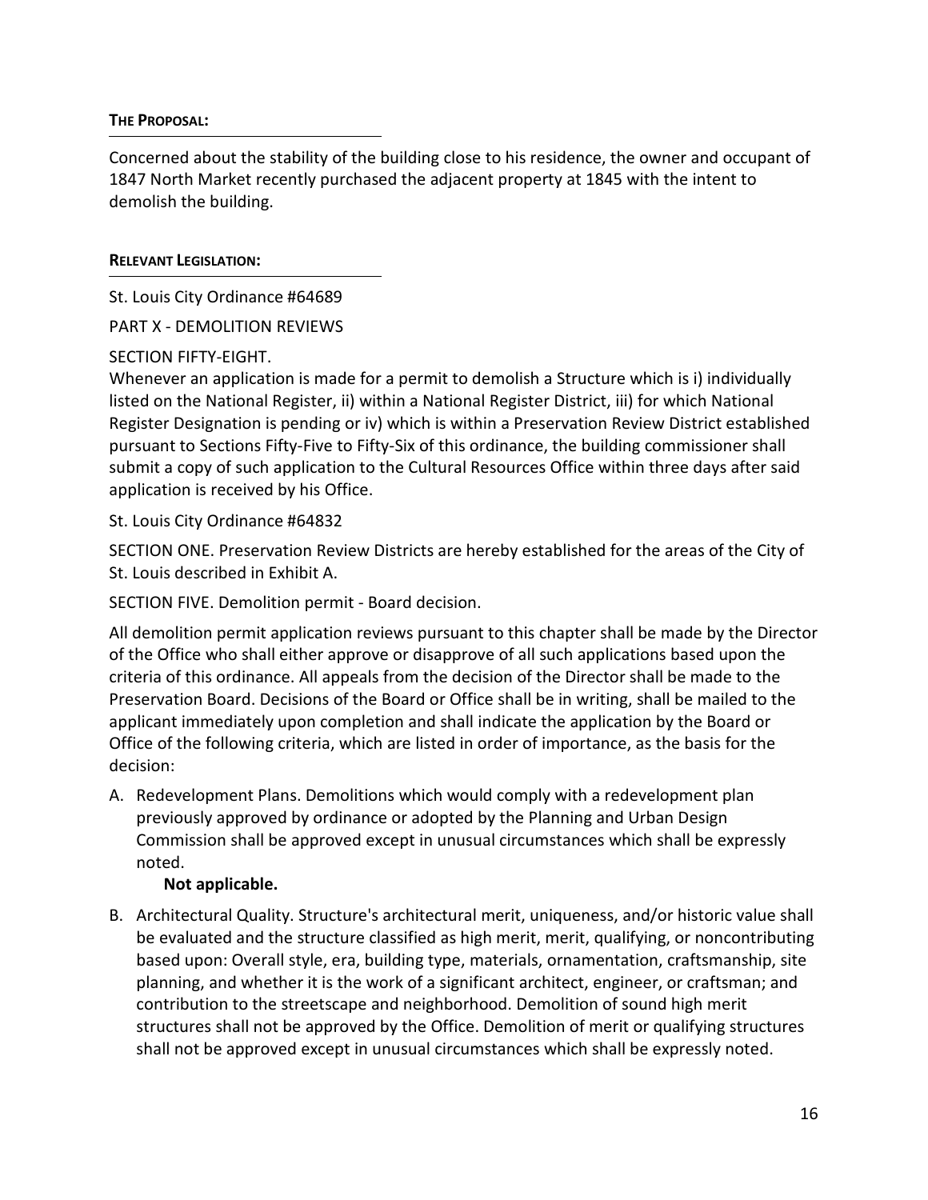**The Proposal:**

Concerned about the stability of the building close to his residence, the owner and occupant of 1847 North Market recently purchased the adjacent property at 1845 with the intent to demolish the building.

**Relevant Legislation:**

St. Louis City Ordinance #64689

PART X - DEMOLITION REVIEWS

SECTION FIFTY-EIGHT.

Whenever an application is made for a permit to demolish a Structure which is i) individually listed on the National Register, ii) within a National Register District, iii) for which National Register Designation is pending or iv) which is within a Preservation Review District established pursuant to Sections Fifty-Five to Fifty-Six of this ordinance, the building commissioner shall submit a copy of such application to the Cultural Resources Office within three days after said application is received by his Office.

St. Louis City Ordinance #64832

SECTION ONE. Preservation Review Districts are hereby established for the areas of the City of St. Louis described in Exhibit A.

SECTION FIVE. Demolition permit - Board decision.

All demolition permit application reviews pursuant to this chapter shall be made by the Director of the Office who shall either approve or disapprove of all such applications based upon the criteria of this ordinance. All appeals from the decision of the Director shall be made to the Preservation Board. Decisions of the Board or Office shall be in writing, shall be mailed to the applicant immediately upon completion and shall indicate the application by the Board or Office of the following criteria, which are listed in order of importance, as the basis for the decision:

A. Redevelopment Plans. Demolitions which would comply with a redevelopment plan previously approved by ordinance or adopted by the Planning and Urban Design Commission shall be approved except in unusual circumstances which shall be expressly noted.

   **Not applicable.**

B. Architectural Quality. Structure's architectural merit, uniqueness, and/or historic value shall be evaluated and the structure classified as high merit, merit, qualifying, or noncontributing based upon: Overall style, era, building type, materials, ornamentation, craftsmanship, site planning, and whether it is the work of a significant architect, engineer, or craftsman; and contribution to the streetscape and neighborhood. Demolition of sound high merit structures shall not be approved by the Office. Demolition of merit or qualifying structures shall not be approved except in unusual circumstances which shall be expressly noted.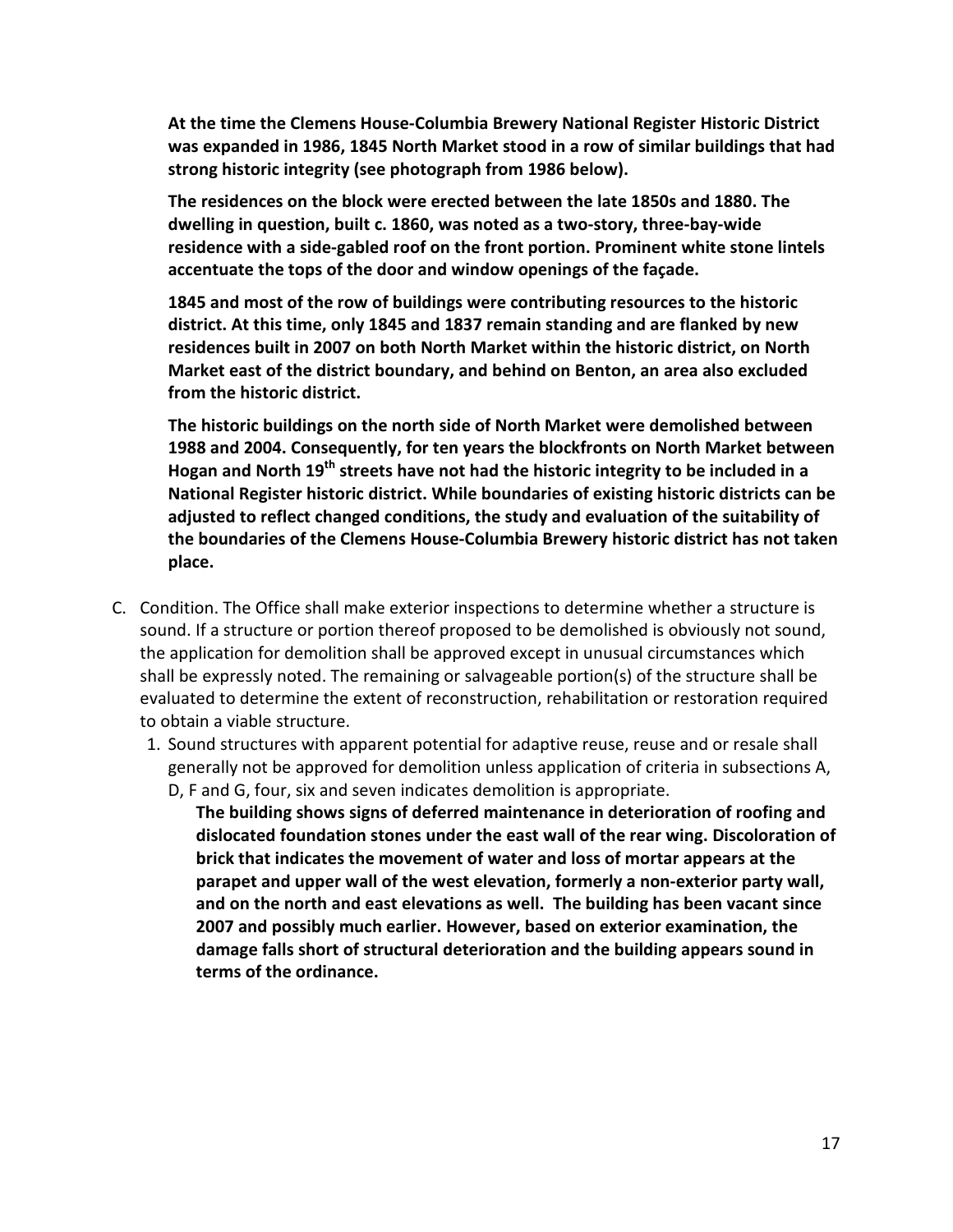**At the time the Clemens House-Columbia Brewery National Register Historic District was expanded in 1986, 1845 North Market stood in a row of similar buildings that had strong historic integrity (see photograph from 1986 below).**

**The residences on the block were erected between the late 1850s and 1880. The dwelling in question, built c. 1860, was noted as a two-story, three-bay-wide residence with a side-gabled roof on the front portion. Prominent white stone lintels accentuate the tops of the door and window openings of the façade.**

**1845 and most of the row of buildings were contributing resources to the historic district. At this time, only 1845 and 1837 remain standing and are flanked by new residences built in 2007 on both North Market within the historic district, on North Market east of the district boundary, and behind on Benton, an area also excluded from the historic district.**

**The historic buildings on the north side of North Market were demolished between 1988 and 2004. Consequently, for ten years the blockfronts on North Market between Hogan and North 19th streets have not had the historic integrity to be included in a National Register historic district. While boundaries of existing historic districts can be adjusted to reflect changed conditions, the study and evaluation of the suitability of the boundaries of the Clemens House-Columbia Brewery historic district has not taken place.**

C. Condition. The Office shall make exterior inspections to determine whether a structure is sound. If a structure or portion thereof proposed to be demolished is obviously not sound, the application for demolition shall be approved except in unusual circumstances which shall be expressly noted. The remaining or salvageable portion(s) of the structure shall be evaluated to determine the extent of reconstruction, rehabilitation or restoration required to obtain a viable structure.

   1. Sound structures with apparent potential for adaptive reuse, reuse and or resale shall generally not be approved for demolition unless application of criteria in subsections A, D, F and G, four, six and seven indicates demolition is appropriate.

      **The building shows signs of deferred maintenance in deterioration of roofing and dislocated foundation stones under the east wall of the rear wing. Discoloration of brick that indicates the movement of water and loss of mortar appears at the parapet and upper wall of the west elevation, formerly a non-exterior party wall, and on the north and east elevations as well. The building has been vacant since 2007 and possibly much earlier. However, based on exterior examination, the damage falls short of structural deterioration and the building appears sound in terms of the ordinance.**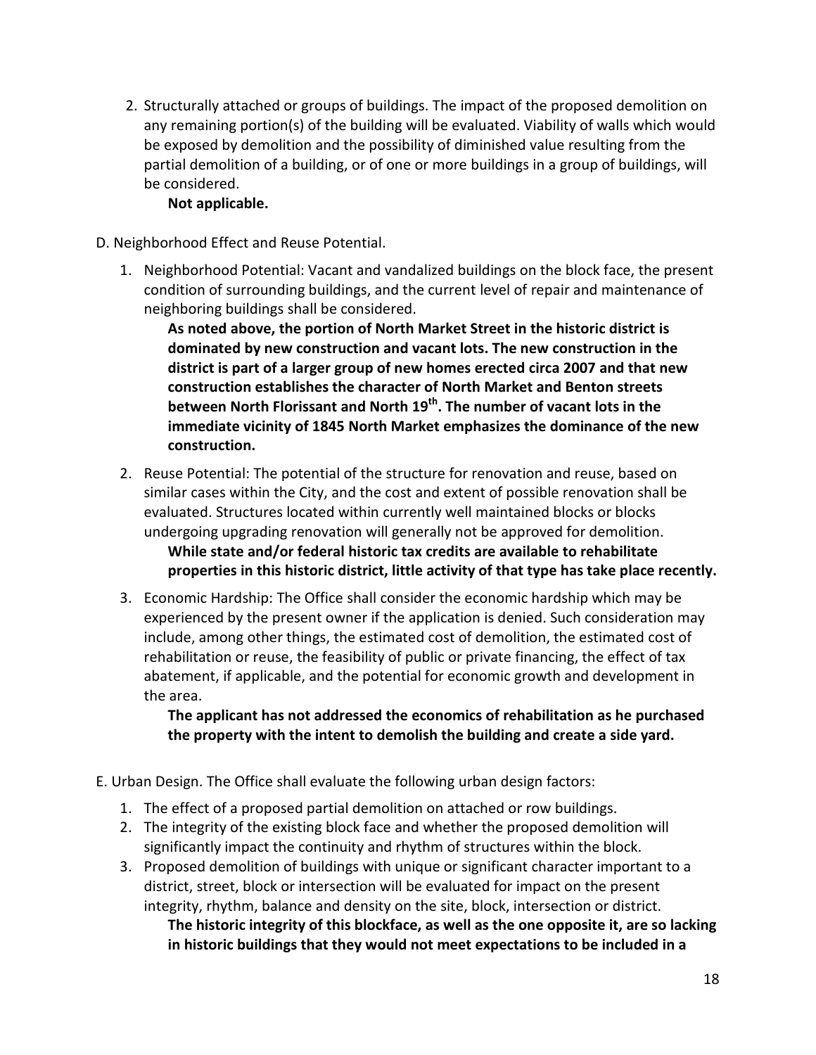2. Structurally attached or groups of buildings. The impact of the proposed demolition on any remaining portion(s) of the building will be evaluated. Viability of walls which would be exposed by demolition and the possibility of diminished value resulting from the partial demolition of a building, or of one or more buildings in a group of buildings, will be considered.

   **Not applicable.**

D. Neighborhood Effect and Reuse Potential.

1. Neighborhood Potential: Vacant and vandalized buildings on the block face, the present condition of surrounding buildings, and the current level of repair and maintenance of neighboring buildings shall be considered.

   **As noted above, the portion of North Market Street in the historic district is dominated by new construction and vacant lots. The new construction in the district is part of a larger group of new homes erected circa 2007 and that new construction establishes the character of North Market and Benton streets between North Florissant and North 19th. The number of vacant lots in the immediate vicinity of 1845 North Market emphasizes the dominance of the new construction.**

2. Reuse Potential: The potential of the structure for renovation and reuse, based on similar cases within the City, and the cost and extent of possible renovation shall be evaluated. Structures located within currently well maintained blocks or blocks undergoing upgrading renovation will generally not be approved for demolition.

   **While state and/or federal historic tax credits are available to rehabilitate properties in this historic district, little activity of that type has take place recently.**

3. Economic Hardship: The Office shall consider the economic hardship which may be experienced by the present owner if the application is denied. Such consideration may include, among other things, the estimated cost of demolition, the estimated cost of rehabilitation or reuse, the feasibility of public or private financing, the effect of tax abatement, if applicable, and the potential for economic growth and development in the area.

   **The applicant has not addressed the economics of rehabilitation as he purchased the property with the intent to demolish the building and create a side yard.**

E. Urban Design. The Office shall evaluate the following urban design factors:

1. The effect of a proposed partial demolition on attached or row buildings.
2. The integrity of the existing block face and whether the proposed demolition will significantly impact the continuity and rhythm of structures within the block.
3. Proposed demolition of buildings with unique or significant character important to a district, street, block or intersection will be evaluated for impact on the present integrity, rhythm, balance and density on the site, block, intersection or district.

   **The historic integrity of this blockface, as well as the one opposite it, are so lacking in historic buildings that they would not meet expectations to be included in a**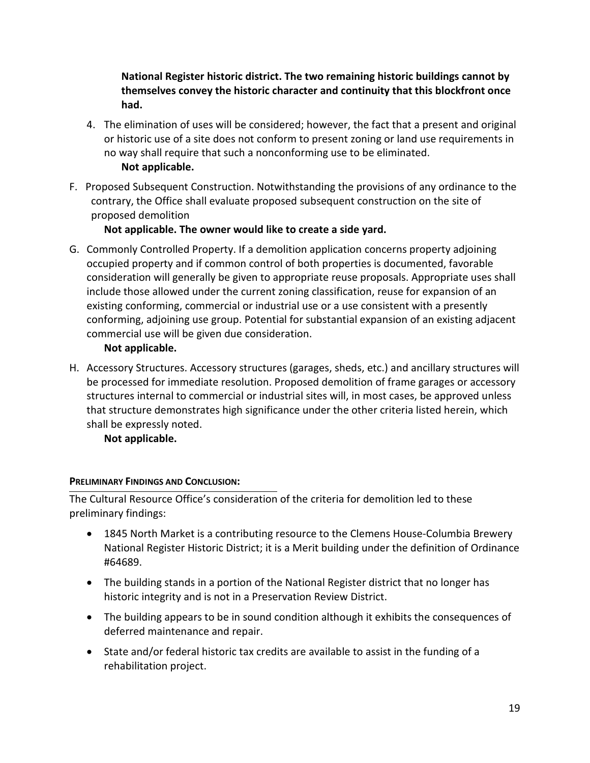**National Register historic district. The two remaining historic buildings cannot by themselves convey the historic character and continuity that this blockfront once had.**

4. The elimination of uses will be considered; however, the fact that a present and original or historic use of a site does not conform to present zoning or land use requirements in no way shall require that such a nonconforming use to be eliminated.
   **Not applicable.**

F. Proposed Subsequent Construction. Notwithstanding the provisions of any ordinance to the contrary, the Office shall evaluate proposed subsequent construction on the site of proposed demolition
   **Not applicable. The owner would like to create a side yard.**

G. Commonly Controlled Property. If a demolition application concerns property adjoining occupied property and if common control of both properties is documented, favorable consideration will generally be given to appropriate reuse proposals. Appropriate uses shall include those allowed under the current zoning classification, reuse for expansion of an existing conforming, commercial or industrial use or a use consistent with a presently conforming, adjoining use group. Potential for substantial expansion of an existing adjacent commercial use will be given due consideration.
   **Not applicable.**

H. Accessory Structures. Accessory structures (garages, sheds, etc.) and ancillary structures will be processed for immediate resolution. Proposed demolition of frame garages or accessory structures internal to commercial or industrial sites will, in most cases, be approved unless that structure demonstrates high significance under the other criteria listed herein, which shall be expressly noted.
   **Not applicable.**

**PRELIMINARY FINDINGS AND CONCLUSION:**

The Cultural Resource Office's consideration of the criteria for demolition led to these preliminary findings:

- 1845 North Market is a contributing resource to the Clemens House-Columbia Brewery National Register Historic District; it is a Merit building under the definition of Ordinance #64689.
- The building stands in a portion of the National Register district that no longer has historic integrity and is not in a Preservation Review District.
- The building appears to be in sound condition although it exhibits the consequences of deferred maintenance and repair.
- State and/or federal historic tax credits are available to assist in the funding of a rehabilitation project.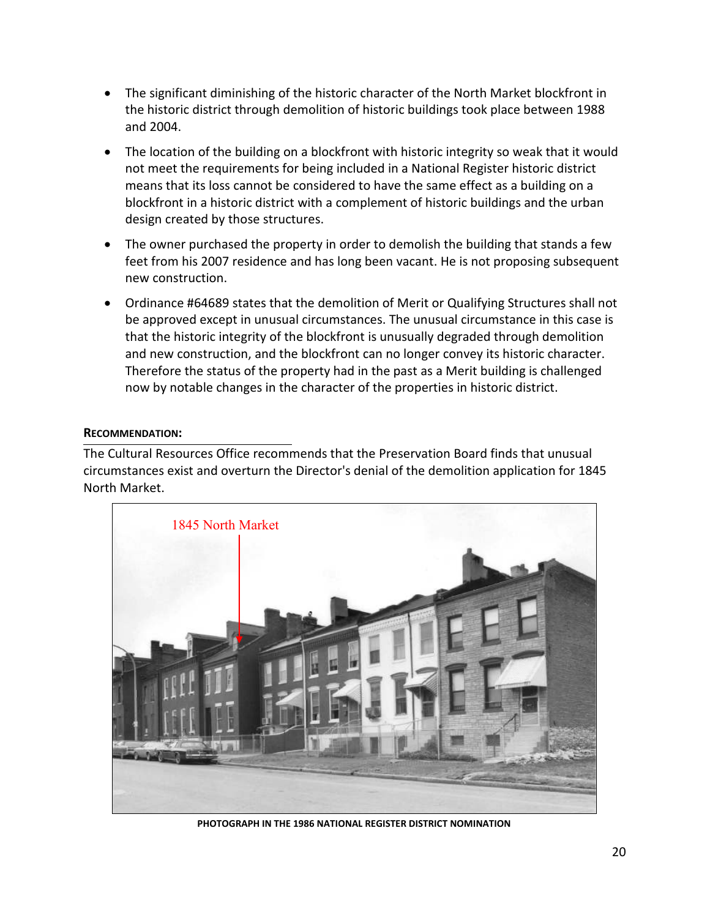- The significant diminishing of the historic character of the North Market blockfront in the historic district through demolition of historic buildings took place between 1988 and 2004.
- The location of the building on a blockfront with historic integrity so weak that it would not meet the requirements for being included in a National Register historic district means that its loss cannot be considered to have the same effect as a building on a blockfront in a historic district with a complement of historic buildings and the urban design created by those structures.
- The owner purchased the property in order to demolish the building that stands a few feet from his 2007 residence and has long been vacant. He is not proposing subsequent new construction.
- Ordinance #64689 states that the demolition of Merit or Qualifying Structures shall not be approved except in unusual circumstances. The unusual circumstance in this case is that the historic integrity of the blockfront is unusually degraded through demolition and new construction, and the blockfront can no longer convey its historic character. Therefore the status of the property had in the past as a Merit building is challenged now by notable changes in the character of the properties in historic district.

**RECOMMENDATION:**

The Cultural Resources Office recommends that the Preservation Board finds that unusual circumstances exist and overturn the Director's denial of the demolition application for 1845 North Market.

1845 North Market

**PHOTOGRAPH IN THE 1986 NATIONAL REGISTER DISTRICT NOMINATION**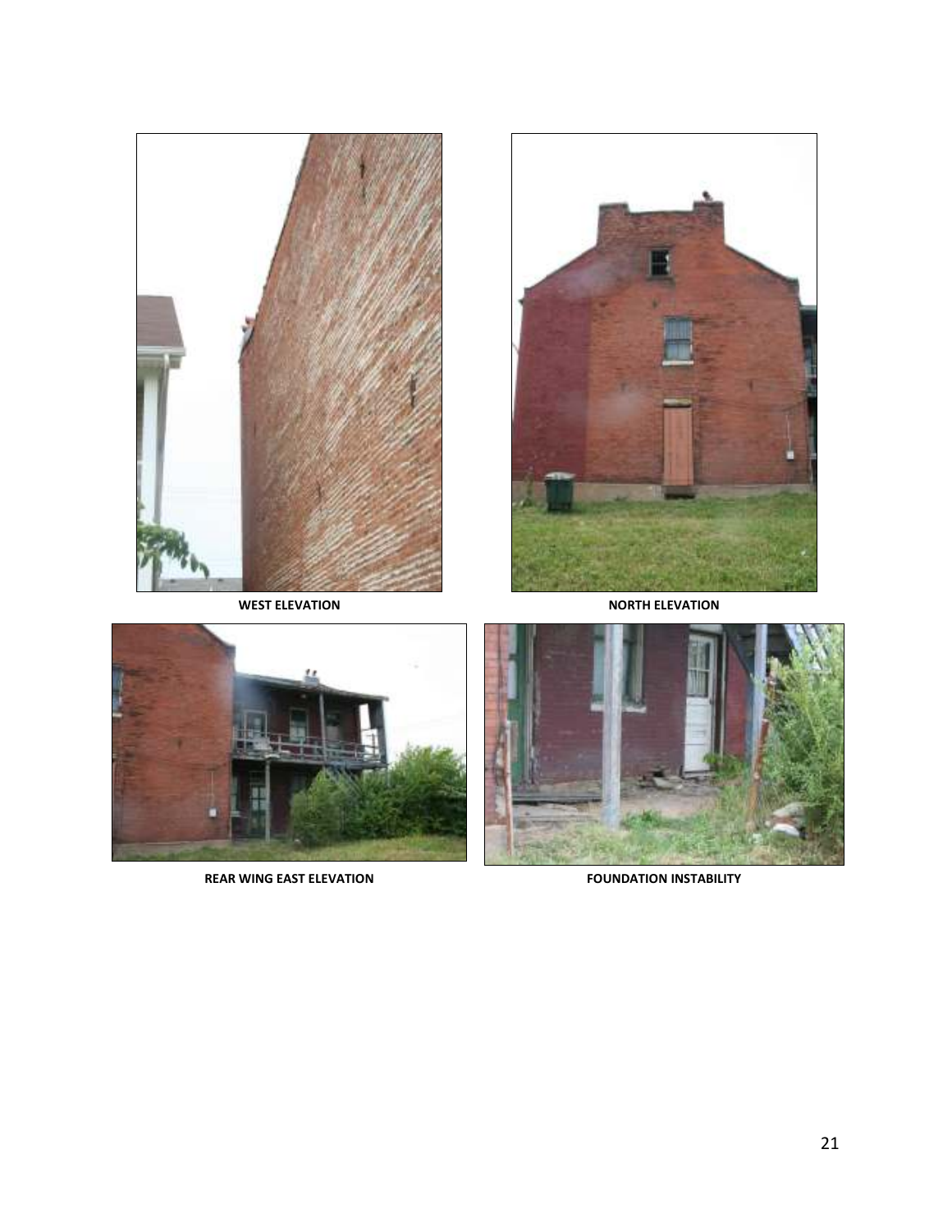WEST ELEVATION

NORTH ELEVATION

REAR WING EAST ELEVATION

FOUNDATION INSTABILITY